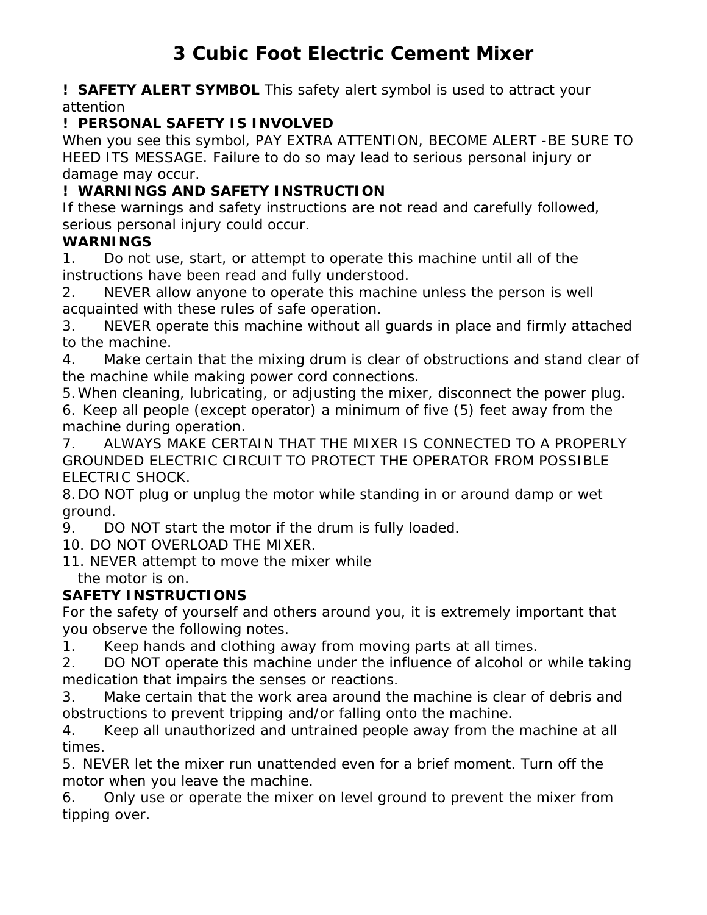# 3 Cubic Foot Electric Cement Mixer

**! SAFETY ALERT SYMBOL** This safety alert symbol is used to attract your attention

**! PERSONAL SAFETY IS INVOLVED**

When you see this symbol, PAY EXTRA ATTENTION, BECOME ALERT -BE SURE TO HEED ITS MESSAGE. Failure to do so may lead to serious personal injury or damage may occur.

**! WARNINGS AND SAFETY INSTRUCTION**

If these warnings and safety instructions are not read and carefully followed, serious personal injury could occur.

**WARNINGS**

1. Do not use, start, or attempt to operate this machine until all of the instructions have been read and fully understood.
2. NEVER allow anyone to operate this machine unless the person is well acquainted with these rules of safe operation.
3. NEVER operate this machine without all guards in place and firmly attached to the machine.
4. Make certain that the mixing drum is clear of obstructions and stand clear of the machine while making power cord connections.
5. When cleaning, lubricating, or adjusting the mixer, disconnect the power plug.
6. Keep all people (except operator) a minimum of five (5) feet away from the machine during operation.
7. ALWAYS MAKE CERTAIN THAT THE MIXER IS CONNECTED TO A PROPERLY GROUNDED ELECTRIC CIRCUIT TO PROTECT THE OPERATOR FROM POSSIBLE ELECTRIC SHOCK.
8. DO NOT plug or unplug the motor while standing in or around damp or wet ground.
9. DO NOT start the motor if the drum is fully loaded.
10. DO NOT OVERLOAD THE MIXER.
11. NEVER attempt to move the mixer while the motor is on.

**SAFETY INSTRUCTIONS**

For the safety of yourself and others around you, it is extremely important that you observe the following notes.

1. Keep hands and clothing away from moving parts at all times.
2. DO NOT operate this machine under the influence of alcohol or while taking medication that impairs the senses or reactions.
3. Make certain that the work area around the machine is clear of debris and obstructions to prevent tripping and/or falling onto the machine.
4. Keep all unauthorized and untrained people away from the machine at all times.
5. NEVER let the mixer run unattended even for a brief moment. Turn off the motor when you leave the machine.
6. Only use or operate the mixer on level ground to prevent the mixer from tipping over.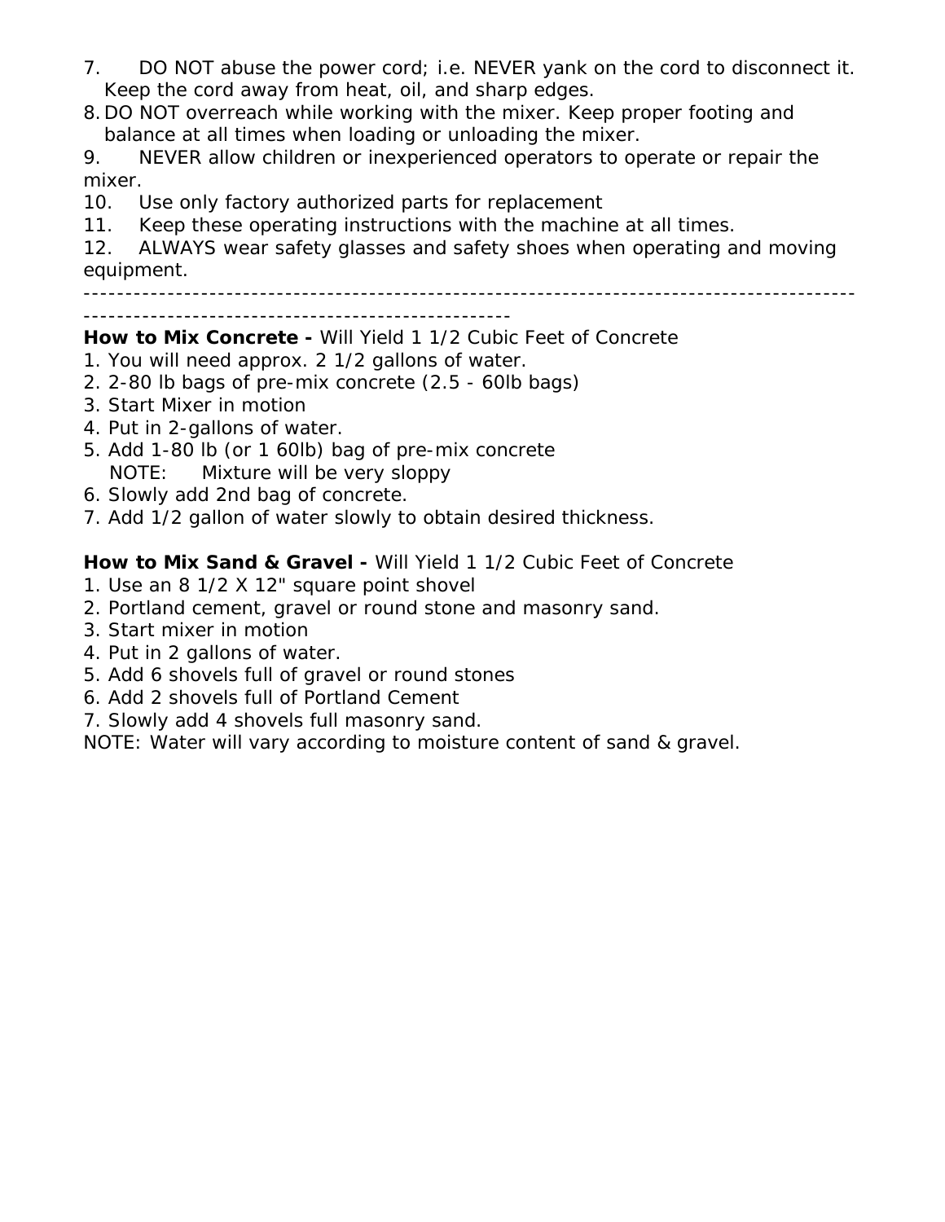7. DO NOT abuse the power cord; i.e. NEVER yank on the cord to disconnect it. Keep the cord away from heat, oil, and sharp edges.
8. DO NOT overreach while working with the mixer. Keep proper footing and balance at all times when loading or unloading the mixer.
9. NEVER allow children or inexperienced operators to operate or repair the mixer.
10. Use only factory authorized parts for replacement
11. Keep these operating instructions with the machine at all times.
12. ALWAYS wear safety glasses and safety shoes when operating and moving equipment.

---

**How to Mix Concrete -** Will Yield 1 1/2 Cubic Feet of Concrete

1. You will need approx. 2 1/2 gallons of water.
2. 2-80 lb bags of pre-mix concrete (2.5 - 60lb bags)
3. Start Mixer in motion
4. Put in 2-gallons of water.
5. Add 1-80 lb (or 1 60lb) bag of pre-mix concrete
   NOTE: Mixture will be very sloppy
6. Slowly add 2nd bag of concrete.
7. Add 1/2 gallon of water slowly to obtain desired thickness.

**How to Mix Sand & Gravel -** Will Yield 1 1/2 Cubic Feet of Concrete

1. Use an 8 1/2 X 12" square point shovel
2. Portland cement, gravel or round stone and masonry sand.
3. Start mixer in motion
4. Put in 2 gallons of water.
5. Add 6 shovels full of gravel or round stones
6. Add 2 shovels full of Portland Cement
7. Slowly add 4 shovels full masonry sand.

NOTE: Water will vary according to moisture content of sand & gravel.